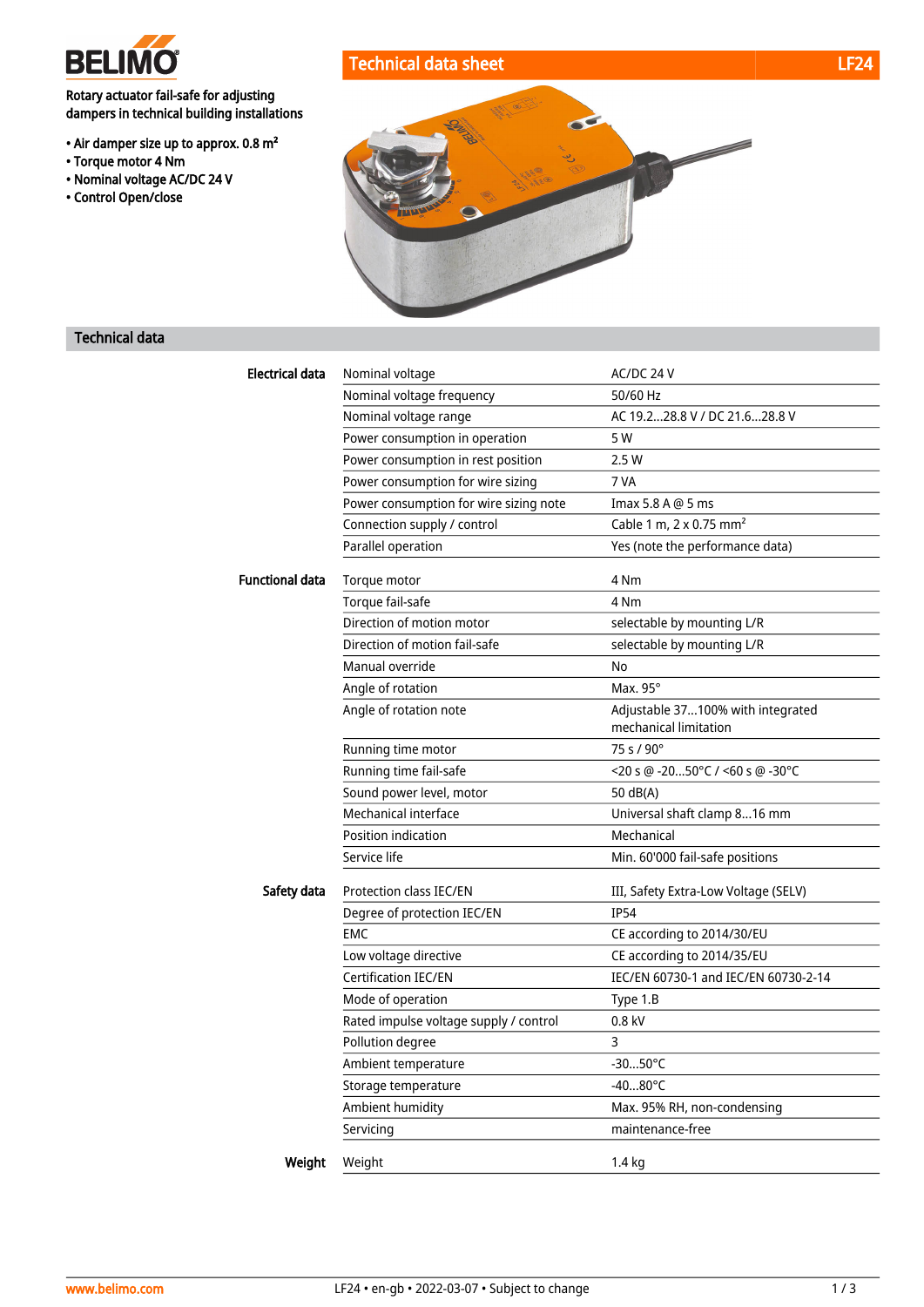# Technical data sheet — LF24

Rotary actuator fail-safe for adjusting dampers in technical building installations

- Air damper size up to approx. 0.8 m²
- Torque motor 4 Nm
- Nominal voltage AC/DC 24 V
- Control Open/close

## Technical data

| | | |
|---|---|---|
| **Electrical data** | Nominal voltage | AC/DC 24 V |
| | Nominal voltage frequency | 50/60 Hz |
| | Nominal voltage range | AC 19.2...28.8 V / DC 21.6...28.8 V |
| | Power consumption in operation | 5 W |
| | Power consumption in rest position | 2.5 W |
| | Power consumption for wire sizing | 7 VA |
| | Power consumption for wire sizing note | Imax 5.8 A @ 5 ms |
| | Connection supply / control | Cable 1 m, 2 x 0.75 mm² |
| | Parallel operation | Yes (note the performance data) |
| **Functional data** | Torque motor | 4 Nm |
| | Torque fail-safe | 4 Nm |
| | Direction of motion motor | selectable by mounting L/R |
| | Direction of motion fail-safe | selectable by mounting L/R |
| | Manual override | No |
| | Angle of rotation | Max. 95° |
| | Angle of rotation note | Adjustable 37...100% with integrated mechanical limitation |
| | Running time motor | 75 s / 90° |
| | Running time fail-safe | <20 s @ -20...50°C / <60 s @ -30°C |
| | Sound power level, motor | 50 dB(A) |
| | Mechanical interface | Universal shaft clamp 8...16 mm |
| | Position indication | Mechanical |
| | Service life | Min. 60'000 fail-safe positions |
| **Safety data** | Protection class IEC/EN | III, Safety Extra-Low Voltage (SELV) |
| | Degree of protection IEC/EN | IP54 |
| | EMC | CE according to 2014/30/EU |
| | Low voltage directive | CE according to 2014/35/EU |
| | Certification IEC/EN | IEC/EN 60730-1 and IEC/EN 60730-2-14 |
| | Mode of operation | Type 1.B |
| | Rated impulse voltage supply / control | 0.8 kV |
| | Pollution degree | 3 |
| | Ambient temperature | -30...50°C |
| | Storage temperature | -40...80°C |
| | Ambient humidity | Max. 95% RH, non-condensing |
| | Servicing | maintenance-free |
| **Weight** | Weight | 1.4 kg |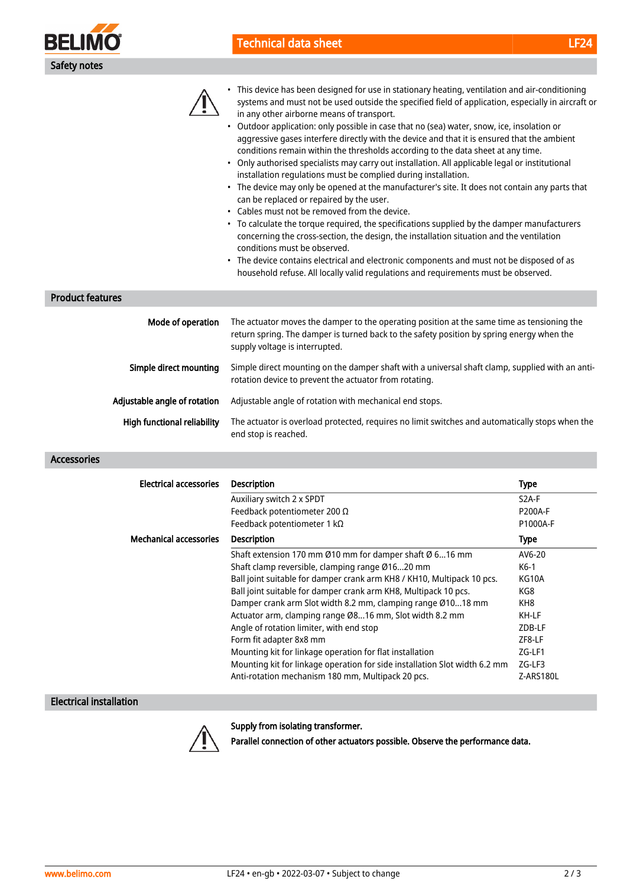## Safety notes

- This device has been designed for use in stationary heating, ventilation and air-conditioning systems and must not be used outside the specified field of application, especially in aircraft or in any other airborne means of transport.
- Outdoor application: only possible in case that no (sea) water, snow, ice, insolation or aggressive gases interfere directly with the device and that it is ensured that the ambient conditions remain within the thresholds according to the data sheet at any time.
- Only authorised specialists may carry out installation. All applicable legal or institutional installation regulations must be complied during installation.
- The device may only be opened at the manufacturer's site. It does not contain any parts that can be replaced or repaired by the user.
- Cables must not be removed from the device.
- To calculate the torque required, the specifications supplied by the damper manufacturers concerning the cross-section, the design, the installation situation and the ventilation conditions must be observed.
- The device contains electrical and electronic components and must not be disposed of as household refuse. All locally valid regulations and requirements must be observed.

## Product features

**Mode of operation**
The actuator moves the damper to the operating position at the same time as tensioning the return spring. The damper is turned back to the safety position by spring energy when the supply voltage is interrupted.

**Simple direct mounting**
Simple direct mounting on the damper shaft with a universal shaft clamp, supplied with an anti-rotation device to prevent the actuator from rotating.

**Adjustable angle of rotation**
Adjustable angle of rotation with mechanical end stops.

**High functional reliability**
The actuator is overload protected, requires no limit switches and automatically stops when the end stop is reached.

## Accessories

**Electrical accessories**

| Description | Type |
|---|---|
| Auxiliary switch 2 x SPDT | S2A-F |
| Feedback potentiometer 200 Ω | P200A-F |
| Feedback potentiometer 1 kΩ | P1000A-F |

**Mechanical accessories**

| Description | Type |
|---|---|
| Shaft extension 170 mm Ø10 mm for damper shaft Ø 6...16 mm | AV6-20 |
| Shaft clamp reversible, clamping range Ø16...20 mm | K6-1 |
| Ball joint suitable for damper crank arm KH8 / KH10, Multipack 10 pcs. | KG10A |
| Ball joint suitable for damper crank arm KH8, Multipack 10 pcs. | KG8 |
| Damper crank arm Slot width 8.2 mm, clamping range Ø10...18 mm | KH8 |
| Actuator arm, clamping range Ø8...16 mm, Slot width 8.2 mm | KH-LF |
| Angle of rotation limiter, with end stop | ZDB-LF |
| Form fit adapter 8x8 mm | ZF8-LF |
| Mounting kit for linkage operation for flat installation | ZG-LF1 |
| Mounting kit for linkage operation for side installation Slot width 6.2 mm | ZG-LF3 |
| Anti-rotation mechanism 180 mm, Multipack 20 pcs. | Z-ARS180L |

## Electrical installation

**Supply from isolating transformer.**

**Parallel connection of other actuators possible. Observe the performance data.**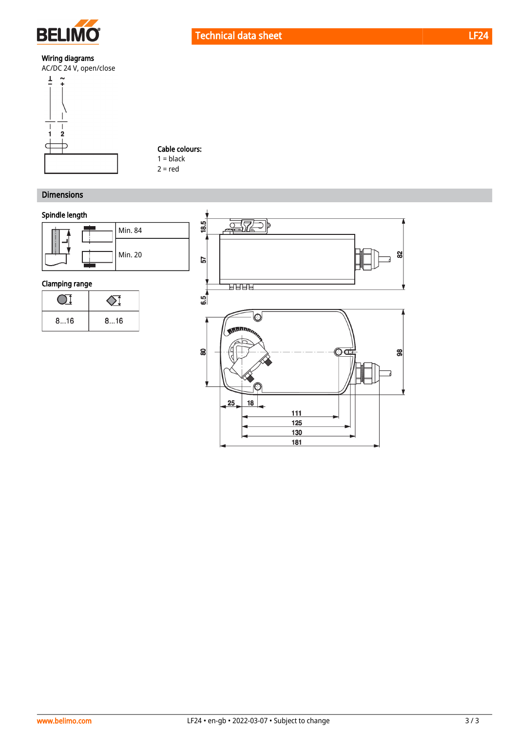## Wiring diagrams

AC/DC 24 V, open/close

⊥ ~
− +

1 2

**Cable colours:**
1 = black
2 = red

## Dimensions

### Spindle length

| | |
|---|---|
| | Min. 84 |
| | Min. 20 |

### Clamping range

| | |
|---|---|
| 8...16 | 8...16 |

18.5
57
6.5
82
80
98
25
18
111
125
130
181